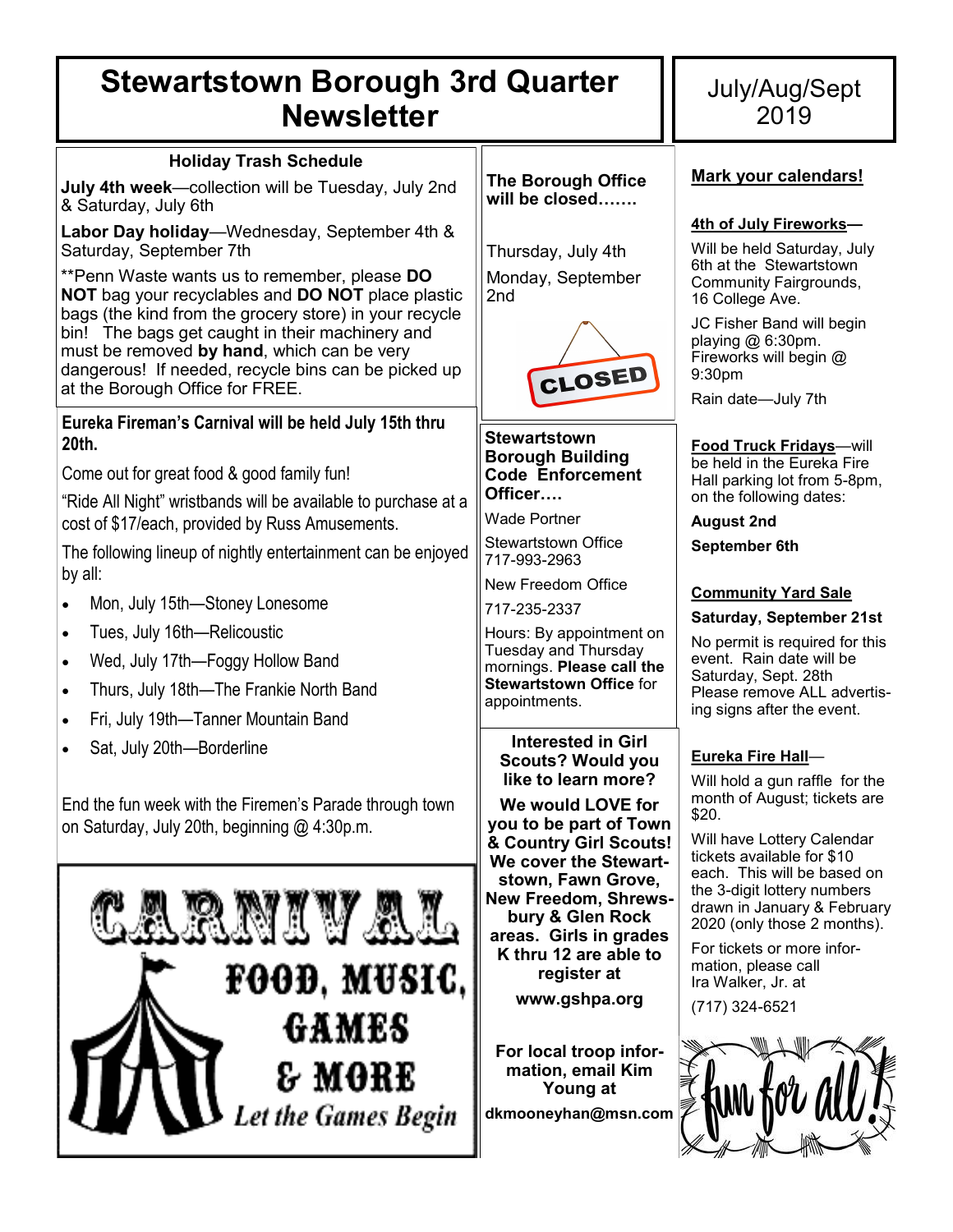# Stewartstown Borough 3rd Quarter Newsletter

July/Aug/Sept 2019

### Holiday Trash Schedule

**July 4th week**—collection will be Tuesday, July 2nd & Saturday, July 6th

**Labor Day holiday**—Wednesday, September 4th & Saturday, September 7th

**Penn Waste wants us to remember, please **DO NOT** bag your recyclables and **DO NOT** place plastic bags (the kind from the grocery store) in your recycle bin! The bags get caught in their machinery and must be removed **by hand**, which can be very dangerous! If needed, recycle bins can be picked up at the Borough Office for FREE.

### Eureka Fireman's Carnival will be held July 15th thru 20th.

Come out for great food & good family fun!

"Ride All Night" wristbands will be available to purchase at a cost of $17/each, provided by Russ Amusements.

The following lineup of nightly entertainment can be enjoyed by all:

- Mon, July 15th—Stoney Lonesome
- Tues, July 16th—Relicoustic
- Wed, July 17th—Foggy Hollow Band
- Thurs, July 18th—The Frankie North Band
- Fri, July 19th—Tanner Mountain Band
- Sat, July 20th—Borderline

End the fun week with the Firemen's Parade through town on Saturday, July 20th, beginning @ 4:30p.m.

CARNIVAL
FOOD, MUSIC, GAMES & MORE
*Let the Games Begin*

**The Borough Office will be closed…….**

Thursday, July 4th

Monday, September 2nd

CLOSED

**Stewartstown Borough Building Code Enforcement Officer….**

Wade Portner

Stewartstown Office 717-993-2963

New Freedom Office

717-235-2337

Hours: By appointment on Tuesday and Thursday mornings. **Please call the Stewartstown Office** for appointments.

**Interested in Girl Scouts? Would you like to learn more?**

**We would LOVE for you to be part of Town & Country Girl Scouts! We cover the Stewartstown, Fawn Grove, New Freedom, Shrewsbury & Glen Rock areas. Girls in grades K thru 12 are able to register at**

**www.gshpa.org**

**For local troop information, email Kim Young at**

**dkmooneyhan@msn.com**

**Mark your calendars!**

**4th of July Fireworks—**

Will be held Saturday, July 6th at the Stewartstown Community Fairgrounds, 16 College Ave.

JC Fisher Band will begin playing @ 6:30pm. Fireworks will begin @ 9:30pm

Rain date—July 7th

**Food Truck Fridays**—will be held in the Eureka Fire Hall parking lot from 5-8pm, on the following dates:

**August 2nd**

**September 6th**

**Community Yard Sale**

**Saturday, September 21st**

No permit is required for this event. Rain date will be Saturday, Sept. 28th Please remove ALL advertising signs after the event.

**Eureka Fire Hall**—

Will hold a gun raffle for the month of August; tickets are $20.

Will have Lottery Calendar tickets available for $10 each. This will be based on the 3-digit lottery numbers drawn in January & February 2020 (only those 2 months).

For tickets or more information, please call Ira Walker, Jr. at

(717) 324-6521

fun for all!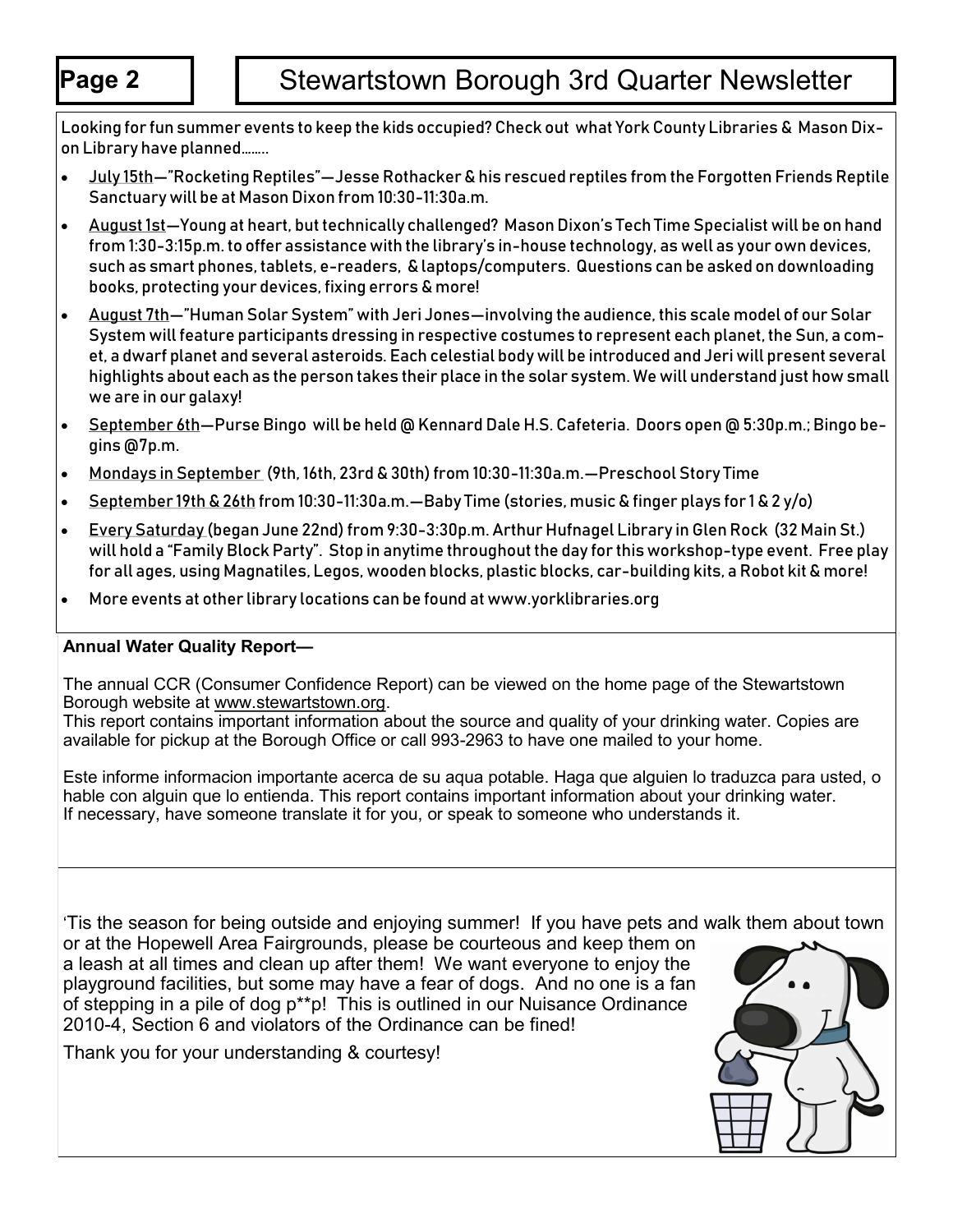Looking for fun summer events to keep the kids occupied? Check out what York County Libraries & Mason Dixon Library have planned……..

- July 15th—"Rocketing Reptiles"—Jesse Rothacker & his rescued reptiles from the Forgotten Friends Reptile Sanctuary will be at Mason Dixon from 10:30-11:30a.m.
- August 1st—Young at heart, but technically challenged? Mason Dixon's Tech Time Specialist will be on hand from 1:30-3:15p.m. to offer assistance with the library's in-house technology, as well as your own devices, such as smart phones, tablets, e-readers, & laptops/computers. Questions can be asked on downloading books, protecting your devices, fixing errors & more!
- August 7th—"Human Solar System" with Jeri Jones—involving the audience, this scale model of our Solar System will feature participants dressing in respective costumes to represent each planet, the Sun, a comet, a dwarf planet and several asteroids. Each celestial body will be introduced and Jeri will present several highlights about each as the person takes their place in the solar system. We will understand just how small we are in our galaxy!
- September 6th—Purse Bingo will be held @ Kennard Dale H.S. Cafeteria. Doors open @ 5:30p.m.; Bingo begins @7p.m.
- Mondays in September (9th, 16th, 23rd & 30th) from 10:30-11:30a.m.—Preschool Story Time
- September 19th & 26th from 10:30-11:30a.m.—Baby Time (stories, music & finger plays for 1 & 2 y/o)
- Every Saturday (began June 22nd) from 9:30-3:30p.m. Arthur Hufnagel Library in Glen Rock (32 Main St.) will hold a "Family Block Party". Stop in anytime throughout the day for this workshop-type event. Free play for all ages, using Magnatiles, Legos, wooden blocks, plastic blocks, car-building kits, a Robot kit & more!
- More events at other library locations can be found at www.yorklibraries.org

**Annual Water Quality Report—**

The annual CCR (Consumer Confidence Report) can be viewed on the home page of the Stewartstown Borough website at www.stewartstown.org.
This report contains important information about the source and quality of your drinking water. Copies are available for pickup at the Borough Office or call 993-2963 to have one mailed to your home.

Este informe informacion importante acerca de su aqua potable. Haga que alguien lo traduzca para usted, o hable con alguin que lo entienda. This report contains important information about your drinking water. If necessary, have someone translate it for you, or speak to someone who understands it.

'Tis the season for being outside and enjoying summer! If you have pets and walk them about town or at the Hopewell Area Fairgrounds, please be courteous and keep them on a leash at all times and clean up after them! We want everyone to enjoy the playground facilities, but some may have a fear of dogs. And no one is a fan of stepping in a pile of dog p**p! This is outlined in our Nuisance Ordinance 2010-4, Section 6 and violators of the Ordinance can be fined!

Thank you for your understanding & courtesy!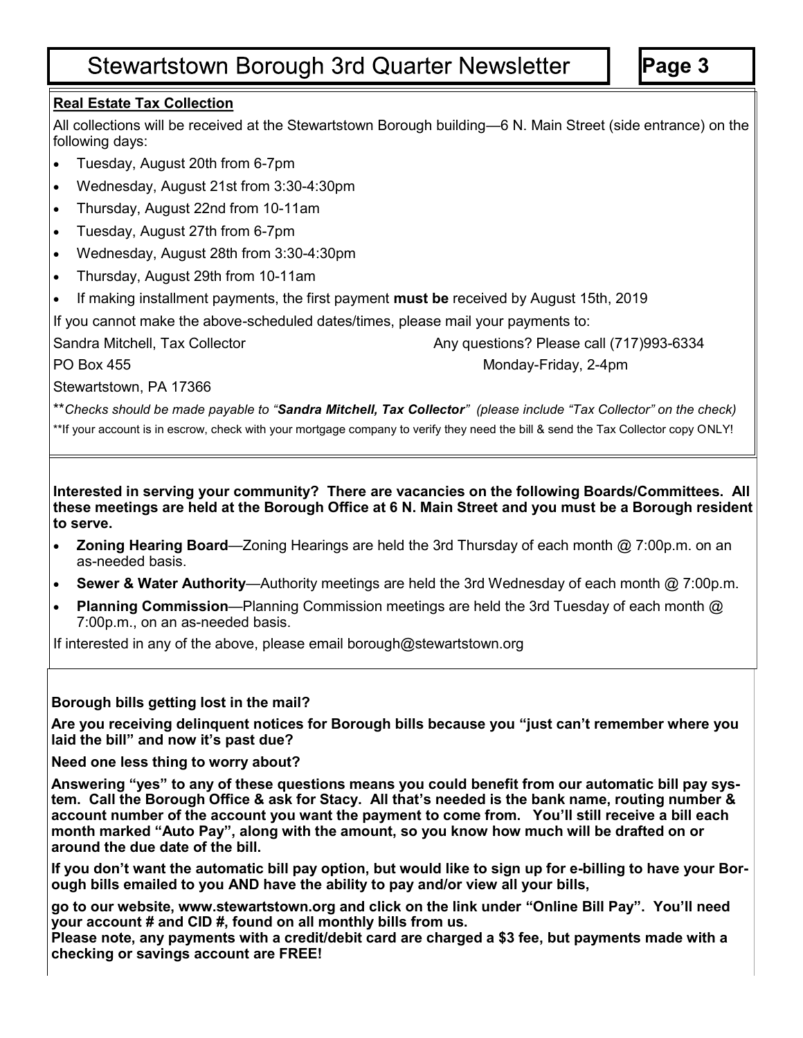**Real Estate Tax Collection**

All collections will be received at the Stewartstown Borough building—6 N. Main Street (side entrance) on the following days:

- Tuesday, August 20th from 6-7pm
- Wednesday, August 21st from 3:30-4:30pm
- Thursday, August 22nd from 10-11am
- Tuesday, August 27th from 6-7pm
- Wednesday, August 28th from 3:30-4:30pm
- Thursday, August 29th from 10-11am
- If making installment payments, the first payment **must be** received by August 15th, 2019

If you cannot make the above-scheduled dates/times, please mail your payments to:

Sandra Mitchell, Tax Collector
PO Box 455
Stewartstown, PA 17366

Any questions? Please call (717)993-6334
Monday-Friday, 2-4pm

***Checks should be made payable to "**Sandra Mitchell, Tax Collector**" (please include "Tax Collector" on the check)*

**If your account is in escrow, check with your mortgage company to verify they need the bill & send the Tax Collector copy ONLY!

**Interested in serving your community? There are vacancies on the following Boards/Committees. All these meetings are held at the Borough Office at 6 N. Main Street and you must be a Borough resident to serve.**

- **Zoning Hearing Board**—Zoning Hearings are held the 3rd Thursday of each month @ 7:00p.m. on an as-needed basis.
- **Sewer & Water Authority**—Authority meetings are held the 3rd Wednesday of each month @ 7:00p.m.
- **Planning Commission**—Planning Commission meetings are held the 3rd Tuesday of each month @ 7:00p.m., on an as-needed basis.

If interested in any of the above, please email borough@stewartstown.org

**Borough bills getting lost in the mail?**

**Are you receiving delinquent notices for Borough bills because you "just can't remember where you laid the bill" and now it's past due?**

**Need one less thing to worry about?**

**Answering "yes" to any of these questions means you could benefit from our automatic bill pay system. Call the Borough Office & ask for Stacy. All that's needed is the bank name, routing number & account number of the account you want the payment to come from. You'll still receive a bill each month marked "Auto Pay", along with the amount, so you know how much will be drafted on or around the due date of the bill.**

**If you don't want the automatic bill pay option, but would like to sign up for e-billing to have your Borough bills emailed to you AND have the ability to pay and/or view all your bills,**

**go to our website, www.stewartstown.org and click on the link under "Online Bill Pay". You'll need your account # and CID #, found on all monthly bills from us.**
**Please note, any payments with a credit/debit card are charged a $3 fee, but payments made with a checking or savings account are FREE!**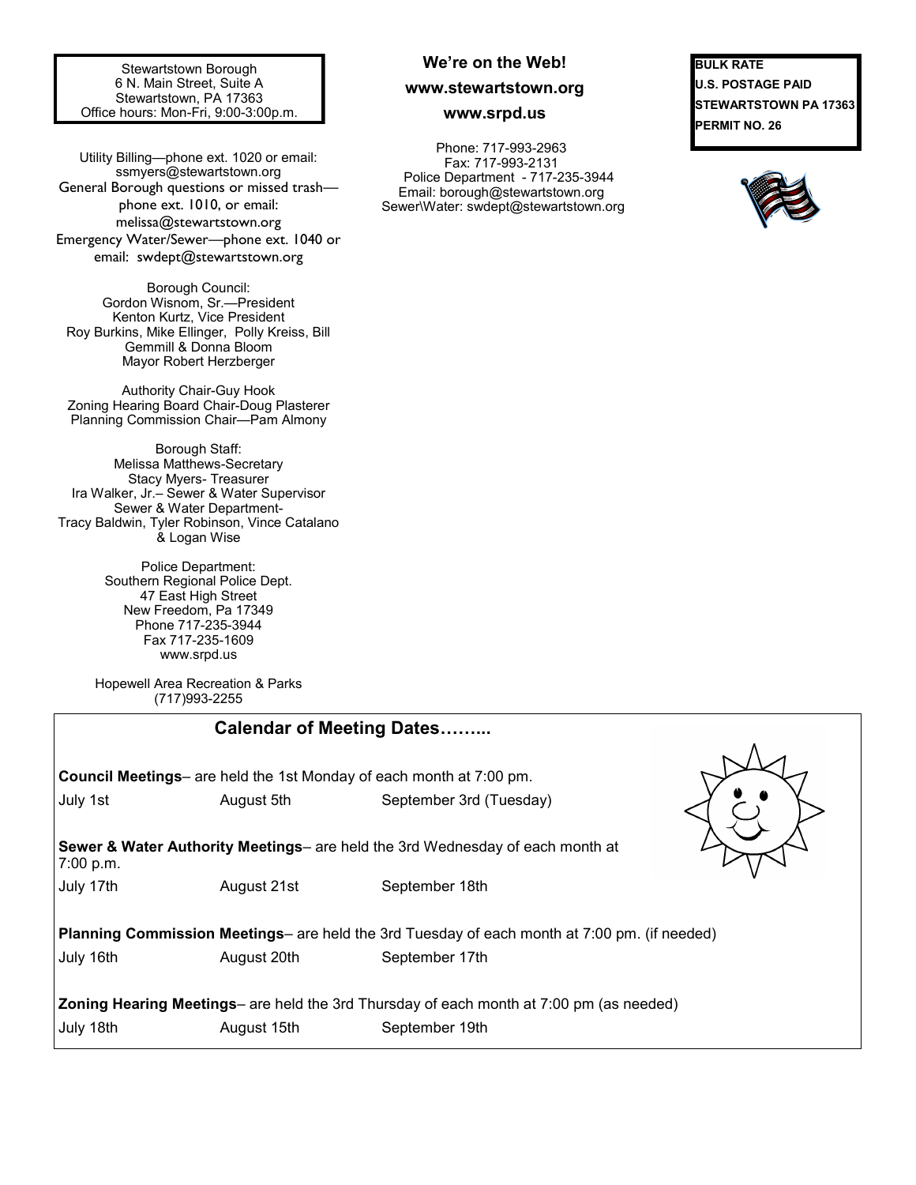Stewartstown Borough
6 N. Main Street, Suite A
Stewartstown, PA 17363
Office hours: Mon-Fri, 9:00-3:00p.m.

Utility Billing—phone ext. 1020 or email: ssmyers@stewartstown.org
General Borough questions or missed trash—phone ext. 1010, or email: melissa@stewartstown.org
Emergency Water/Sewer—phone ext. 1040 or email: swdept@stewartstown.org

Borough Council:
Gordon Wisnom, Sr.—President
Kenton Kurtz, Vice President
Roy Burkins, Mike Ellinger, Polly Kreiss, Bill Gemmill & Donna Bloom
Mayor Robert Herzberger

Authority Chair-Guy Hook
Zoning Hearing Board Chair-Doug Plasterer
Planning Commission Chair—Pam Almony

Borough Staff:
Melissa Matthews-Secretary
Stacy Myers- Treasurer
Ira Walker, Jr.– Sewer & Water Supervisor
Sewer & Water Department-
Tracy Baldwin, Tyler Robinson, Vince Catalano & Logan Wise

Police Department:
Southern Regional Police Dept.
47 East High Street
New Freedom, Pa 17349
Phone 717-235-3944
Fax 717-235-1609
www.srpd.us

Hopewell Area Recreation & Parks
(717)993-2255

**We're on the Web!**

**www.stewartstown.org**

**www.srpd.us**

Phone: 717-993-2963
Fax: 717-993-2131
Police Department - 717-235-3944
Email: borough@stewartstown.org
Sewer\Water: swdept@stewartstown.org

**BULK RATE**
**U.S. POSTAGE PAID**
**STEWARTSTOWN PA 17363**
**PERMIT NO. 26**

## Calendar of Meeting Dates……...

**Council Meetings**– are held the 1st Monday of each month at 7:00 pm.

| | | |
|---|---|---|
| July 1st | August 5th | September 3rd (Tuesday) |

**Sewer & Water Authority Meetings**– are held the 3rd Wednesday of each month at 7:00 p.m.

| | | |
|---|---|---|
| July 17th | August 21st | September 18th |

**Planning Commission Meetings**– are held the 3rd Tuesday of each month at 7:00 pm. (if needed)

| | | |
|---|---|---|
| July 16th | August 20th | September 17th |

**Zoning Hearing Meetings**– are held the 3rd Thursday of each month at 7:00 pm (as needed)

| | | |
|---|---|---|
| July 18th | August 15th | September 19th |